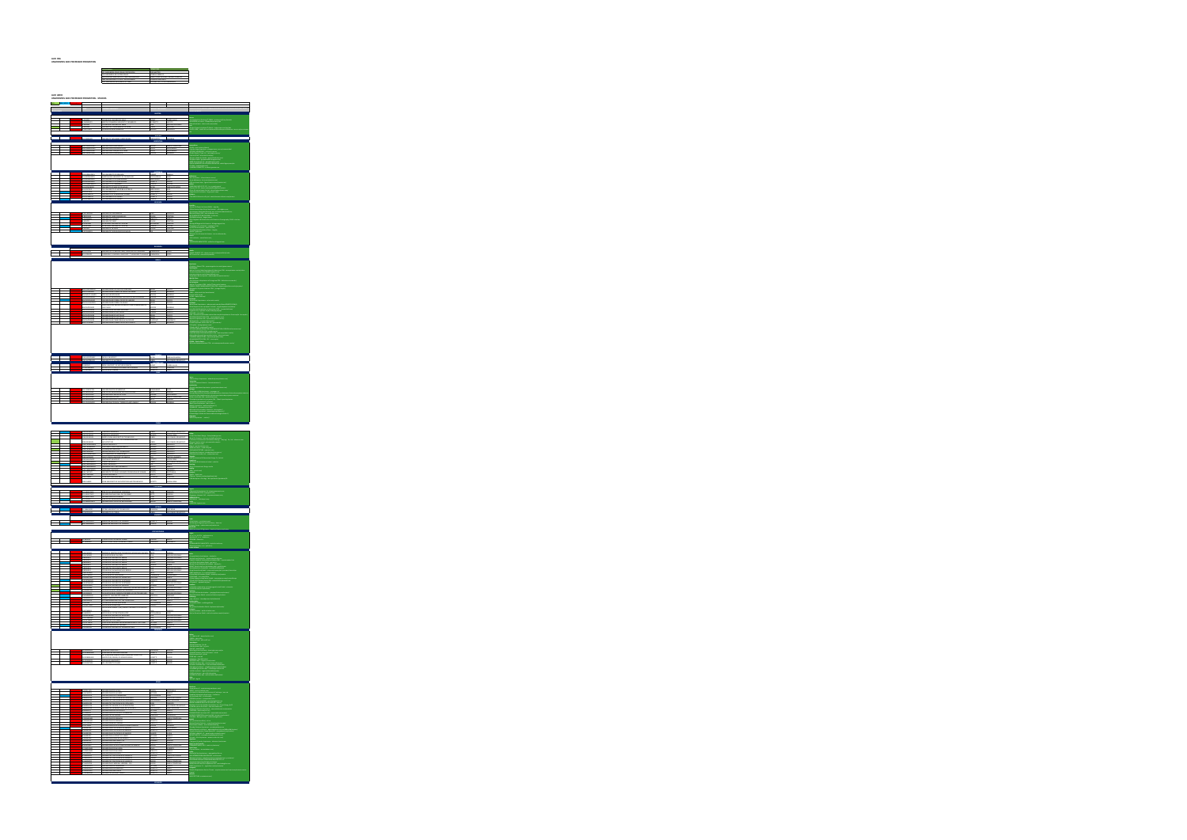**AUIC ING UNIVERISTIES AND PROFESSOR PROMOTERS**

| SATIM IDLID<br>m | <b>HARD</b>  |
|------------------|--------------|
|                  |              |
|                  |              |
|                  | <b>WACCO</b> |

|     |                      | AUIC ARCH<br>UNIVERISTIES AND PROFESSOR PROMOTERS - STUDIOS |                                                                    |                       |                                          |                                                                                                                                                                                                                                               |
|-----|----------------------|-------------------------------------------------------------|--------------------------------------------------------------------|-----------------------|------------------------------------------|-----------------------------------------------------------------------------------------------------------------------------------------------------------------------------------------------------------------------------------------------|
| 180 | т                    |                                                             |                                                                    |                       |                                          |                                                                                                                                                                                                                                               |
|     |                      |                                                             |                                                                    |                       |                                          |                                                                                                                                                                                                                                               |
|     |                      |                                                             |                                                                    |                       |                                          |                                                                                                                                                                                                                                               |
|     |                      |                                                             |                                                                    |                       |                                          |                                                                                                                                                                                                                                               |
|     |                      |                                                             |                                                                    |                       |                                          |                                                                                                                                                                                                                                               |
|     |                      |                                                             |                                                                    |                       |                                          |                                                                                                                                                                                                                                               |
|     |                      |                                                             |                                                                    |                       |                                          |                                                                                                                                                                                                                                               |
|     |                      | <b>RUS ADEALDEDS</b><br><b><i>ALS BRIGANIC</i></b>          |                                                                    |                       |                                          |                                                                                                                                                                                                                                               |
|     |                      |                                                             |                                                                    |                       |                                          |                                                                                                                                                                                                                                               |
|     |                      |                                                             |                                                                    |                       |                                          |                                                                                                                                                                                                                                               |
|     |                      |                                                             |                                                                    |                       |                                          |                                                                                                                                                                                                                                               |
|     |                      | enzosce                                                     |                                                                    |                       |                                          |                                                                                                                                                                                                                                               |
|     |                      |                                                             |                                                                    |                       |                                          | Liechlanh : deputearre)<br>gwere & Divisio Pierio en chinekere<br>& Magneti de chinekere : divergency<br>prie Danislanden : sempagnet a dej<br>ne anhitectore : jouillion comp<br>pripe reli<br>pripe reli                                    |
|     |                      |                                                             |                                                                    |                       |                                          |                                                                                                                                                                                                                                               |
|     |                      | 8330<br>83V                                                 | <b>Child</b><br>Valle                                              | COMMON<br>COMMON      | Test.                                    |                                                                                                                                                                                                                                               |
|     |                      |                                                             |                                                                    |                       |                                          |                                                                                                                                                                                                                                               |
|     |                      |                                                             |                                                                    |                       |                                          | ira Vetin legalistus & Urbarismo (1724)<br>Antona Emiledade Empire Lida -<br>Antaramake Permejaledada angustar<br>Antaramake Permejaledada angustar                                                                                           |
|     |                      |                                                             |                                                                    |                       |                                          | ia Morea<br>Salvaramo Ampilohora e Pelosajovno USA - distratore<br>Janeton<br>10 (Childi CALAS Jalija) TV-Maramo Informationa<br>10 (Childi CALAS Jalija) TV-Martin vorgenmenten<br>1811 - Projesten Urbanen USA - jarangal angles)<br>1811 - |
|     | $\sim$               |                                                             |                                                                    |                       |                                          |                                                                                                                                                                                                                                               |
|     | <u>المستوفى</u><br>Ξ |                                                             |                                                                    |                       |                                          | Carlos<br>La Rivell, draphetona - relativelli comita)<br>La Rivell, draphetona - relative comita (Shan) - (Shan)<br>da Rivell, draphetona - relativelli comita)<br>prilled - relativella - relativelli (Shan)<br>prilled - relativella - rela |
|     |                      |                                                             |                                                                    |                       |                                          |                                                                                                                                                                                                                                               |
|     |                      |                                                             |                                                                    |                       |                                          |                                                                                                                                                                                                                                               |
|     |                      |                                                             |                                                                    |                       |                                          | ETRO ARQUITETO ANNO 1998 ANNO 1998<br>Alfred Arquiteto Anno 1999 Anno 1999<br>Alfred Arquitecto, International Contractor<br>And Francisco Contractor Anno 1999<br>And Francisco Contractor Anno 1999<br>And Francisco                        |
|     |                      |                                                             |                                                                    |                       |                                          |                                                                                                                                                                                                                                               |
|     |                      |                                                             |                                                                    | secoe                 | <b>MARITRANSA</b><br><b>CAMBRA PRANE</b> |                                                                                                                                                                                                                                               |
|     |                      |                                                             |                                                                    |                       |                                          |                                                                                                                                                                                                                                               |
|     |                      |                                                             |                                                                    |                       |                                          |                                                                                                                                                                                                                                               |
|     |                      |                                                             |                                                                    |                       |                                          |                                                                                                                                                                                                                                               |
|     |                      |                                                             |                                                                    |                       |                                          |                                                                                                                                                                                                                                               |
|     |                      |                                                             |                                                                    |                       |                                          |                                                                                                                                                                                                                                               |
|     |                      |                                                             |                                                                    |                       |                                          |                                                                                                                                                                                                                                               |
|     |                      |                                                             |                                                                    |                       |                                          |                                                                                                                                                                                                                                               |
|     |                      |                                                             |                                                                    |                       |                                          |                                                                                                                                                                                                                                               |
|     |                      |                                                             |                                                                    |                       |                                          |                                                                                                                                                                                                                                               |
|     |                      |                                                             |                                                                    |                       |                                          |                                                                                                                                                                                                                                               |
|     |                      |                                                             |                                                                    |                       |                                          |                                                                                                                                                                                                                                               |
|     |                      |                                                             |                                                                    |                       |                                          |                                                                                                                                                                                                                                               |
|     |                      |                                                             |                                                                    |                       |                                          |                                                                                                                                                                                                                                               |
|     |                      |                                                             |                                                                    |                       |                                          |                                                                                                                                                                                                                                               |
|     |                      |                                                             |                                                                    |                       |                                          |                                                                                                                                                                                                                                               |
|     |                      | <b>CYUMALIOD</b>                                            |                                                                    | ANNAN R               | www                                      |                                                                                                                                                                                                                                               |
|     |                      |                                                             | Ł                                                                  | Fourn                 | $rac{1}{2}$                              |                                                                                                                                                                                                                                               |
|     |                      |                                                             |                                                                    |                       |                                          | :<br>  er AXON - abforum<br>   CI, s.r.a. - defabinacy<br> N - državnose                                                                                                                                                                      |
|     |                      | <b>EXECUTIVE CERANDEL</b>                                   | WINDOW VERMI TEORIENE V BRIT<br>CENATY VIOLE UCEN TEORIENE V PRAZE | CORAGE                | <b>MARK</b>                              |                                                                                                                                                                                                                                               |
|     |                      | <b>DANCHROS</b><br>1011202                                  | <b>MARICA ARTISTEKTA TETATETA MYSTERIA AKTAR</b><br>Oestos uso     |                       |                                          |                                                                                                                                                                                                                                               |
|     |                      |                                                             | <b>BOVERNTAT DER KUNSTE BER</b>                                    |                       |                                          |                                                                                                                                                                                                                                               |
|     |                      | D DOETMUND<br>D DOETMUND                                    |                                                                    |                       |                                          |                                                                                                                                                                                                                                               |
|     |                      |                                                             |                                                                    |                       |                                          |                                                                                                                                                                                                                                               |
|     |                      | DIMINUES                                                    | TEMPLINE WITCH HTC                                                 |                       | marr                                     | lista šviriškim - gergingslista confess<br>taks Gridi - spine architekturenformaci<br>or - Leisendpartner de/en/kontakt/                                                                                                                      |
|     |                      |                                                             | CHRISTINE UNIVERS                                                  | Aιδ                   |                                          | l Groß Anthony<br>Liste Former - Letransparten de/michann compositor<br>Barbarathan - Letransparten de/michannich/<br>Markov<br>La gioren Joshinie Compositor<br>La gioren Joshinie Compositor<br>Lister Boundare Combi                       |
|     |                      | psusper                                                     |                                                                    |                       | aceure                                   |                                                                                                                                                                                                                                               |
|     |                      |                                                             |                                                                    |                       |                                          |                                                                                                                                                                                                                                               |
|     |                      |                                                             |                                                                    |                       |                                          |                                                                                                                                                                                                                                               |
|     |                      | Execution<br>.<br>De econ                                   |                                                                    | TARTAGLIA<br>PACKETTI |                                          |                                                                                                                                                                                                                                               |
|     |                      |                                                             | ANIMONS UNIVERSITY<br>ROBERNSON'N ERRY<br>DET KONGELIGE DANS       |                       |                                          |                                                                                                                                                                                                                                               |
|     |                      |                                                             |                                                                    |                       |                                          |                                                                                                                                                                                                                                               |
|     |                      |                                                             |                                                                    | 1200<br>OSTA          |                                          |                                                                                                                                                                                                                                               |
|     | e e                  |                                                             |                                                                    |                       |                                          |                                                                                                                                                                                                                                               |
|     | ÷,<br>÷,             | <b>EMACROS</b><br>EMACROS<br>EMACROS                        |                                                                    |                       |                                          |                                                                                                                                                                                                                                               |
|     | $\sim$               |                                                             |                                                                    |                       |                                          |                                                                                                                                                                                                                                               |
|     |                      | 1146-744                                                    |                                                                    | min                   | ABS                                      |                                                                                                                                                                                                                                               |
|     |                      | 110101000<br>110101000<br>110101017<br>11009018<br>138.000  |                                                                    | mer                   | ABC                                      |                                                                                                                                                                                                                                               |
|     |                      | <b>ALASKO</b><br>EMANDIARE<br>EMANUEL<br><b>SIVILLAD</b>    |                                                                    | $-0.015$              | MAS                                      |                                                                                                                                                                                                                                               |
|     | Ξ<br>Ξ               |                                                             |                                                                    |                       |                                          |                                                                                                                                                                                                                                               |

**ECUADOR**